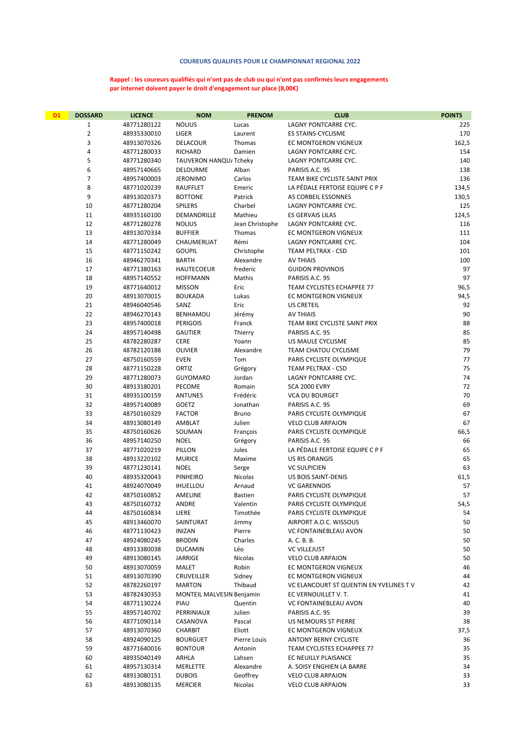**COUREURS QUALIFIES POUR LE CHAMPIONNAT REGIONAL 2022**

**Rappel : les coureurs qualifiés qui n'ont pas de club ou qui n'ont pas confirmés leurs engagements par internet doivent payer le droit d'engagement sur place (8,00€)**

| D1 | DOSSARD | LICENCE | NOM | PRENOM | CLUB | POINTS |
|---|---|---|---|---|---|---|
| | 1 | 48771280122 | NOLIUS | Lucas | LAGNY PONTCARRE CYC. | 225 |
| | 2 | 48935330010 | LIGER | Laurent | ES STAINS-CYCLISME | 170 |
| | 3 | 48913070326 | DELACOUR | Thomas | EC MONTGERON VIGNEUX | 162,5 |
| | 4 | 48771280033 | RICHARD | Damien | LAGNY PONTCARRE CYC. | 154 |
| | 5 | 48771280340 | TAUVERON HANQU/ | Tcheky | LAGNY PONTCARRE CYC. | 140 |
| | 6 | 48957140665 | DELOURME | Alban | PARISIS A.C. 95 | 138 |
| | 7 | 48957400003 | JERONIMO | Carlos | TEAM BIKE CYCLISTE SAINT PRIX | 136 |
| | 8 | 48771020239 | RAUFFLET | Emeric | LA PÉDALE FERTOISE EQUIPE C P F | 134,5 |
| | 9 | 48913020373 | BOTTONE | Patrick | AS CORBEIL ESSONNES | 130,5 |
| | 10 | 48771280204 | SPILERS | Charbel | LAGNY PONTCARRE CYC. | 125 |
| | 11 | 48935160100 | DEMANDRILLE | Mathieu | ES GERVAIS LILAS | 124,5 |
| | 12 | 48771280278 | NOLIUS | Jean Christophe | LAGNY PONTCARRE CYC. | 116 |
| | 13 | 48913070334 | BUFFIER | Thomas | EC MONTGERON VIGNEUX | 111 |
| | 14 | 48771280049 | CHAUMERLIAT | Rémi | LAGNY PONTCARRE CYC. | 104 |
| | 15 | 48771150242 | GOUPIL | Christophe | TEAM PELTRAX - CSD | 101 |
| | 16 | 48946270341 | BARTH | Alexandre | AV THIAIS | 100 |
| | 17 | 48771380163 | HAUTECOEUR | frederic | GUIDON PROVINOIS | 97 |
| | 18 | 48957140552 | HOFFMANN | Mathis | PARISIS A.C. 95 | 97 |
| | 19 | 48771640012 | MISSON | Eric | TEAM CYCLISTES ECHAPPEE 77 | 96,5 |
| | 20 | 48913070015 | BOUKADA | Lukas | EC MONTGERON VIGNEUX | 94,5 |
| | 21 | 48946040546 | SANZ | Eric | US CRETEIL | 92 |
| | 22 | 48946270143 | BENHAMOU | Jérémy | AV THIAIS | 90 |
| | 23 | 48957400018 | PERIGOIS | Franck | TEAM BIKE CYCLISTE SAINT PRIX | 88 |
| | 24 | 48957140498 | GAUTIER | Thierry | PARISIS A.C. 95 | 85 |
| | 25 | 48782280287 | CERE | Yoann | US MAULE CYCLISME | 85 |
| | 26 | 48782120188 | OLIVIER | Alexandre | TEAM CHATOU CYCLISME | 79 |
| | 27 | 48750160559 | EVEN | Tom | PARIS CYCLISTE OLYMPIQUE | 77 |
| | 28 | 48771150228 | ORTIZ | Grégory | TEAM PELTRAX - CSD | 75 |
| | 29 | 48771280073 | GUYOMARD | Jordan | LAGNY PONTCARRE CYC. | 74 |
| | 30 | 48913180201 | PECOME | Romain | SCA 2000 EVRY | 72 |
| | 31 | 48935100159 | ANTUNES | Frédéric | VCA DU BOURGET | 70 |
| | 32 | 48957140089 | GOETZ | Jonathan | PARISIS A.C. 95 | 69 |
| | 33 | 48750160329 | FACTOR | Bruno | PARIS CYCLISTE OLYMPIQUE | 67 |
| | 34 | 48913080149 | AMBLAT | Julien | VELO CLUB ARPAJON | 67 |
| | 35 | 48750160626 | SOUMAN | François | PARIS CYCLISTE OLYMPIQUE | 66,5 |
| | 36 | 48957140250 | NOEL | Grégory | PARISIS A.C. 95 | 66 |
| | 37 | 48771020219 | PILLON | Jules | LA PÉDALE FERTOISE EQUIPE C P F | 65 |
| | 38 | 48913220102 | MURICE | Maxime | US RIS ORANGIS | 65 |
| | 39 | 48771230141 | NOEL | Serge | VC SULPICIEN | 63 |
| | 40 | 48935320043 | PINHEIRO | Nicolas | US BOIS SAINT-DENIS | 61,5 |
| | 41 | 48924070049 | IHUELLOU | Arnaud | VC GARENNOIS | 57 |
| | 42 | 48750160852 | AMELINE | Bastien | PARIS CYCLISTE OLYMPIQUE | 57 |
| | 43 | 48750160732 | ANDRE | Valentin | PARIS CYCLISTE OLYMPIQUE | 54,5 |
| | 44 | 48750160834 | LIERE | Timothée | PARIS CYCLISTE OLYMPIQUE | 54 |
| | 45 | 48913460070 | SAINTURAT | Jimmy | AIRPORT A.O.C. WISSOUS | 50 |
| | 46 | 48771130423 | INIZAN | Pierre | VC FONTAINEBLEAU AVON | 50 |
| | 47 | 48924080245 | BRODIN | Charles | A. C. B. B. | 50 |
| | 48 | 48913380038 | DUCAMIN | Léo | VC VILLEJUST | 50 |
| | 49 | 48913080145 | JARRIGE | Nicolas | VELO CLUB ARPAJON | 50 |
| | 50 | 48913070059 | MALET | Robin | EC MONTGERON VIGNEUX | 46 |
| | 51 | 48913070390 | CRUVEILLER | Sidney | EC MONTGERON VIGNEUX | 44 |
| | 52 | 48782260197 | MARTON | Thibaud | VC ELANCOURT ST QUENTIN EN YVELINES T V | 42 |
| | 53 | 48782430353 | MONTEIL MALVESIN | Benjamin | EC VERNOUILLET V. T. | 41 |
| | 54 | 48771130224 | PIAU | Quentin | VC FONTAINEBLEAU AVON | 40 |
| | 55 | 48957140702 | PERRINIAUX | Julien | PARISIS A.C. 95 | 39 |
| | 56 | 48771090114 | CASANOVA | Pascal | US NEMOURS ST PIERRE | 38 |
| | 57 | 48913070360 | CHARBIT | Eliott | EC MONTGERON VIGNEUX | 37,5 |
| | 58 | 48924090125 | BOURGUET | Pierre Louis | ANTONY BERNY CYCLISTE | 36 |
| | 59 | 48771640016 | BONTOUR | Antonin | TEAM CYCLISTES ECHAPPEE 77 | 35 |
| | 60 | 48935040149 | ARHLA | Lahsen | EC NEUILLY PLAISANCE | 35 |
| | 61 | 48957130314 | MERLETTE | Alexandre | A. SOISY ENGHIEN LA BARRE | 34 |
| | 62 | 48913080151 | DUBOIS | Geoffrey | VELO CLUB ARPAJON | 33 |
| | 63 | 48913080135 | MERCIER | Nicolas | VELO CLUB ARPAJON | 33 |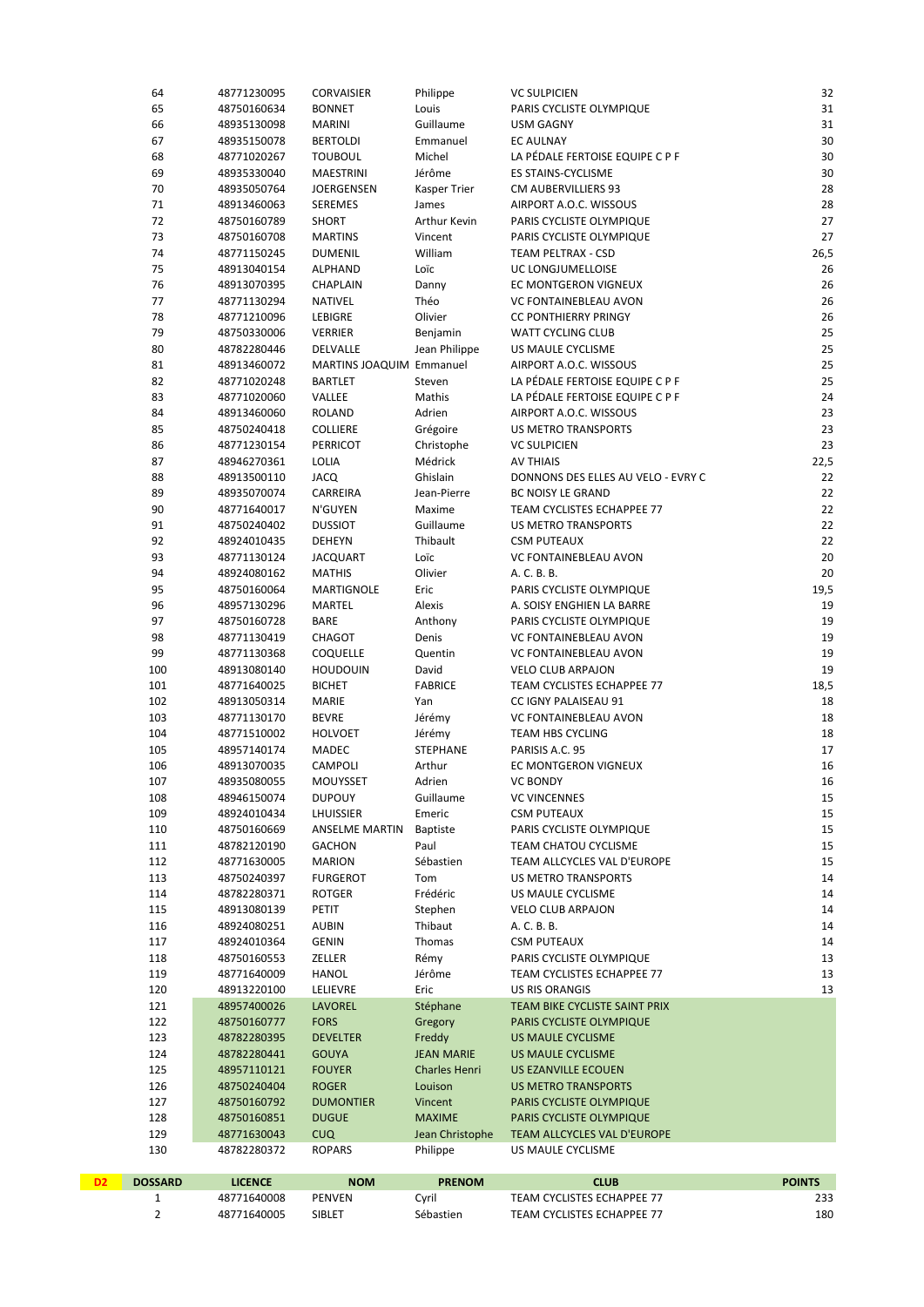| | | | | | |
|---|---|---|---|---|---|
| 64 | 48771230095 | CORVAISIER | Philippe | VC SULPICIEN | 32 |
| 65 | 48750160634 | BONNET | Louis | PARIS CYCLISTE OLYMPIQUE | 31 |
| 66 | 48935130098 | MARINI | Guillaume | USM GAGNY | 31 |
| 67 | 48935150078 | BERTOLDI | Emmanuel | EC AULNAY | 30 |
| 68 | 48771020267 | TOUBOUL | Michel | LA PÉDALE FERTOISE EQUIPE C P F | 30 |
| 69 | 48935330040 | MAESTRINI | Jérôme | ES STAINS-CYCLISME | 30 |
| 70 | 48935050764 | JOERGENSEN | Kasper Trier | CM AUBERVILLIERS 93 | 28 |
| 71 | 48913460063 | SEREMES | James | AIRPORT A.O.C. WISSOUS | 28 |
| 72 | 48750160789 | SHORT | Arthur Kevin | PARIS CYCLISTE OLYMPIQUE | 27 |
| 73 | 48750160708 | MARTINS | Vincent | PARIS CYCLISTE OLYMPIQUE | 27 |
| 74 | 48771150245 | DUMENIL | William | TEAM PELTRAX - CSD | 26,5 |
| 75 | 48913040154 | ALPHAND | Loïc | UC LONGJUMELLOISE | 26 |
| 76 | 48913070395 | CHAPLAIN | Danny | EC MONTGERON VIGNEUX | 26 |
| 77 | 48771130294 | NATIVEL | Théo | VC FONTAINEBLEAU AVON | 26 |
| 78 | 48771210096 | LEBIGRE | Olivier | CC PONTHIERRY PRINGY | 26 |
| 79 | 48750330006 | VERRIER | Benjamin | WATT CYCLING CLUB | 25 |
| 80 | 48782280446 | DELVALLE | Jean Philippe | US MAULE CYCLISME | 25 |
| 81 | 48913460072 | MARTINS JOAQUIM | Emmanuel | AIRPORT A.O.C. WISSOUS | 25 |
| 82 | 48771020248 | BARTLET | Steven | LA PÉDALE FERTOISE EQUIPE C P F | 25 |
| 83 | 48771020060 | VALLEE | Mathis | LA PÉDALE FERTOISE EQUIPE C P F | 24 |
| 84 | 48913460060 | ROLAND | Adrien | AIRPORT A.O.C. WISSOUS | 23 |
| 85 | 48750240418 | COLLIERE | Grégoire | US METRO TRANSPORTS | 23 |
| 86 | 48771230154 | PERRICOT | Christophe | VC SULPICIEN | 23 |
| 87 | 48946270361 | LOLIA | Médrick | AV THIAIS | 22,5 |
| 88 | 48913500110 | JACQ | Ghislain | DONNONS DES ELLES AU VELO - EVRY C | 22 |
| 89 | 48935070074 | CARREIRA | Jean-Pierre | BC NOISY LE GRAND | 22 |
| 90 | 48771640017 | N'GUYEN | Maxime | TEAM CYCLISTES ECHAPPEE 77 | 22 |
| 91 | 48750240402 | DUSSIOT | Guillaume | US METRO TRANSPORTS | 22 |
| 92 | 48924010435 | DEHEYN | Thibault | CSM PUTEAUX | 22 |
| 93 | 48771130124 | JACQUART | Loïc | VC FONTAINEBLEAU AVON | 20 |
| 94 | 48924080162 | MATHIS | Olivier | A. C. B. B. | 20 |
| 95 | 48750160064 | MARTIGNOLE | Eric | PARIS CYCLISTE OLYMPIQUE | 19,5 |
| 96 | 48957130296 | MARTEL | Alexis | A. SOISY ENGHIEN LA BARRE | 19 |
| 97 | 48750160728 | BARE | Anthony | PARIS CYCLISTE OLYMPIQUE | 19 |
| 98 | 48771130419 | CHAGOT | Denis | VC FONTAINEBLEAU AVON | 19 |
| 99 | 48771130368 | COQUELLE | Quentin | VC FONTAINEBLEAU AVON | 19 |
| 100 | 48913080140 | HOUDOUIN | David | VELO CLUB ARPAJON | 19 |
| 101 | 48771640025 | BICHET | FABRICE | TEAM CYCLISTES ECHAPPEE 77 | 18,5 |
| 102 | 48913050314 | MARIE | Yan | CC IGNY PALAISEAU 91 | 18 |
| 103 | 48771130170 | BEVRE | Jérémy | VC FONTAINEBLEAU AVON | 18 |
| 104 | 48771510002 | HOLVOET | Jérémy | TEAM HBS CYCLING | 18 |
| 105 | 48957140174 | MADEC | STEPHANE | PARISIS A.C. 95 | 17 |
| 106 | 48913070035 | CAMPOLI | Arthur | EC MONTGERON VIGNEUX | 16 |
| 107 | 48935080055 | MOUYSSET | Adrien | VC BONDY | 16 |
| 108 | 48946150074 | DUPOUY | Guillaume | VC VINCENNES | 15 |
| 109 | 48924010434 | LHUISSIER | Emeric | CSM PUTEAUX | 15 |
| 110 | 48750160669 | ANSELME MARTIN | Baptiste | PARIS CYCLISTE OLYMPIQUE | 15 |
| 111 | 48782120190 | GACHON | Paul | TEAM CHATOU CYCLISME | 15 |
| 112 | 48771630005 | MARION | Sébastien | TEAM ALLCYCLES VAL D'EUROPE | 15 |
| 113 | 48750240397 | FURGEROT | Tom | US METRO TRANSPORTS | 14 |
| 114 | 48782280371 | ROTGER | Frédéric | US MAULE CYCLISME | 14 |
| 115 | 48913080139 | PETIT | Stephen | VELO CLUB ARPAJON | 14 |
| 116 | 48924080251 | AUBIN | Thibaut | A. C. B. B. | 14 |
| 117 | 48924010364 | GENIN | Thomas | CSM PUTEAUX | 14 |
| 118 | 48750160553 | ZELLER | Rémy | PARIS CYCLISTE OLYMPIQUE | 13 |
| 119 | 48771640009 | HANOL | Jérôme | TEAM CYCLISTES ECHAPPEE 77 | 13 |
| 120 | 48913220100 | LELIEVRE | Eric | US RIS ORANGIS | 13 |
| 121 | 48957400026 | LAVOREL | Stéphane | TEAM BIKE CYCLISTE SAINT PRIX | |
| 122 | 48750160777 | FORS | Gregory | PARIS CYCLISTE OLYMPIQUE | |
| 123 | 48782280395 | DEVELTER | Freddy | US MAULE CYCLISME | |
| 124 | 48782280441 | GOUYA | JEAN MARIE | US MAULE CYCLISME | |
| 125 | 48957110121 | FOUYER | Charles Henri | US EZANVILLE ECOUEN | |
| 126 | 48750240404 | ROGER | Louison | US METRO TRANSPORTS | |
| 127 | 48750160792 | DUMONTIER | Vincent | PARIS CYCLISTE OLYMPIQUE | |
| 128 | 48750160851 | DUGUE | MAXIME | PARIS CYCLISTE OLYMPIQUE | |
| 129 | 48771630043 | CUQ | Jean Christophe | TEAM ALLCYCLES VAL D'EUROPE | |
| 130 | 48782280372 | ROPARS | Philippe | US MAULE CYCLISME | |

**D2**

| DOSSARD | LICENCE | NOM | PRENOM | CLUB | POINTS |
|---|---|---|---|---|---|
| 1 | 48771640008 | PENVEN | Cyril | TEAM CYCLISTES ECHAPPEE 77 | 233 |
| 2 | 48771640005 | SIBLET | Sébastien | TEAM CYCLISTES ECHAPPEE 77 | 180 |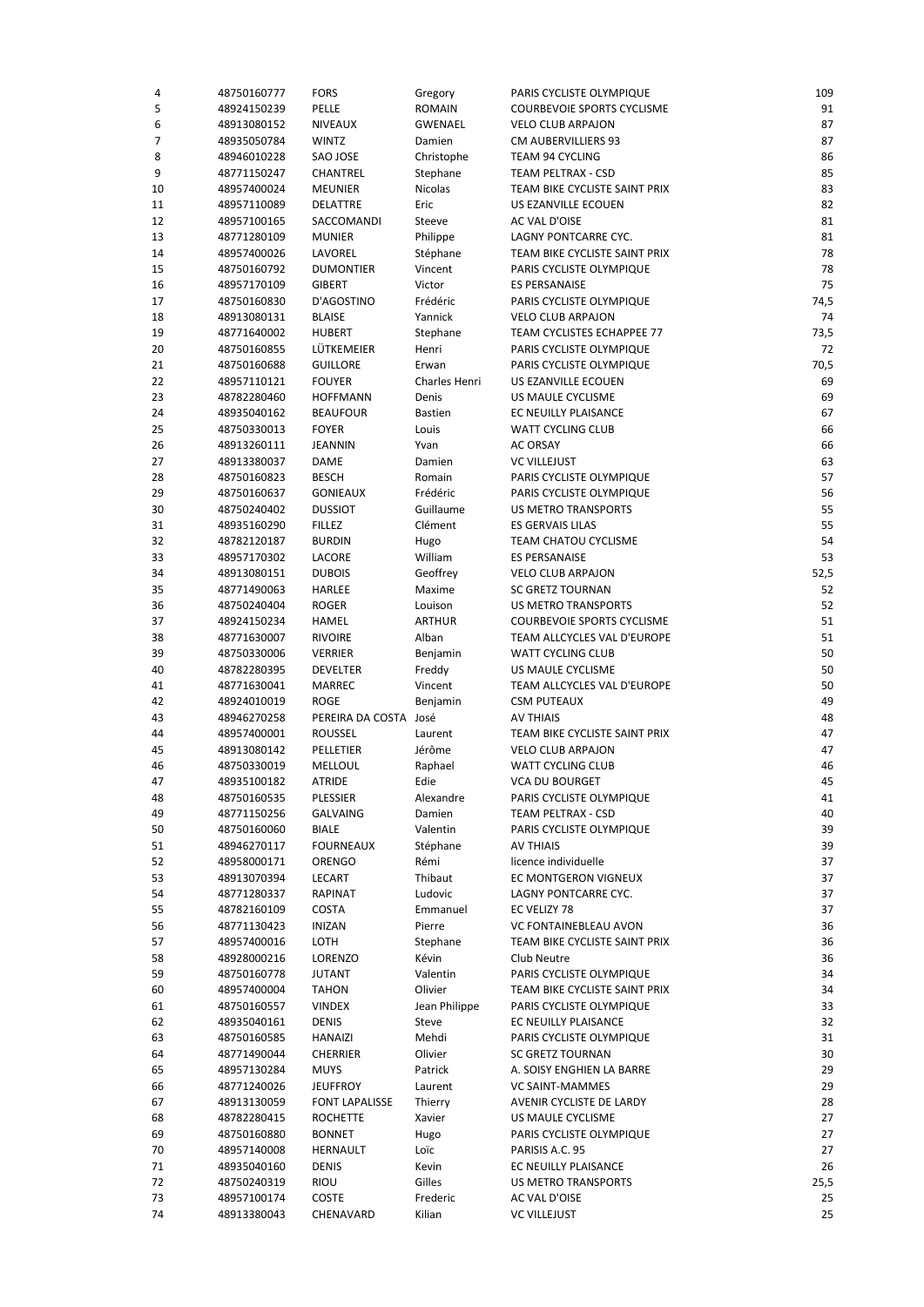| | | | | | |
|---|---|---|---|---|---|
| 4 | 48750160777 | FORS | Gregory | PARIS CYCLISTE OLYMPIQUE | 109 |
| 5 | 48924150239 | PELLE | ROMAIN | COURBEVOIE SPORTS CYCLISME | 91 |
| 6 | 48913080152 | NIVEAUX | GWENAEL | VELO CLUB ARPAJON | 87 |
| 7 | 48935050784 | WINTZ | Damien | CM AUBERVILLIERS 93 | 87 |
| 8 | 48946010228 | SAO JOSE | Christophe | TEAM 94 CYCLING | 86 |
| 9 | 48771150247 | CHANTREL | Stephane | TEAM PELTRAX - CSD | 85 |
| 10 | 48957400024 | MEUNIER | Nicolas | TEAM BIKE CYCLISTE SAINT PRIX | 83 |
| 11 | 48957110089 | DELATTRE | Eric | US EZANVILLE ECOUEN | 82 |
| 12 | 48957100165 | SACCOMANDI | Steeve | AC VAL D'OISE | 81 |
| 13 | 48771280109 | MUNIER | Philippe | LAGNY PONTCARRE CYC. | 81 |
| 14 | 48957400026 | LAVOREL | Stéphane | TEAM BIKE CYCLISTE SAINT PRIX | 78 |
| 15 | 48750160792 | DUMONTIER | Vincent | PARIS CYCLISTE OLYMPIQUE | 78 |
| 16 | 48957170109 | GIBERT | Victor | ES PERSANAISE | 75 |
| 17 | 48750160830 | D'AGOSTINO | Frédéric | PARIS CYCLISTE OLYMPIQUE | 74,5 |
| 18 | 48913080131 | BLAISE | Yannick | VELO CLUB ARPAJON | 74 |
| 19 | 48771640002 | HUBERT | Stephane | TEAM CYCLISTES ECHAPPEE 77 | 73,5 |
| 20 | 48750160855 | LÜTKEMEIER | Henri | PARIS CYCLISTE OLYMPIQUE | 72 |
| 21 | 48750160688 | GUILLORE | Erwan | PARIS CYCLISTE OLYMPIQUE | 70,5 |
| 22 | 48957110121 | FOUYER | Charles Henri | US EZANVILLE ECOUEN | 69 |
| 23 | 48782280460 | HOFFMANN | Denis | US MAULE CYCLISME | 69 |
| 24 | 48935040162 | BEAUFOUR | Bastien | EC NEUILLY PLAISANCE | 67 |
| 25 | 48750330013 | FOYER | Louis | WATT CYCLING CLUB | 66 |
| 26 | 48913260111 | JEANNIN | Yvan | AC ORSAY | 66 |
| 27 | 48913380037 | DAME | Damien | VC VILLEJUST | 63 |
| 28 | 48750160823 | BESCH | Romain | PARIS CYCLISTE OLYMPIQUE | 57 |
| 29 | 48750160637 | GONIEAUX | Frédéric | PARIS CYCLISTE OLYMPIQUE | 56 |
| 30 | 48750240402 | DUSSIOT | Guillaume | US METRO TRANSPORTS | 55 |
| 31 | 48935160290 | FILLEZ | Clément | ES GERVAIS LILAS | 55 |
| 32 | 48782120187 | BURDIN | Hugo | TEAM CHATOU CYCLISME | 54 |
| 33 | 48957170302 | LACORE | William | ES PERSANAISE | 53 |
| 34 | 48913080151 | DUBOIS | Geoffrey | VELO CLUB ARPAJON | 52,5 |
| 35 | 48771490063 | HARLEE | Maxime | SC GRETZ TOURNAN | 52 |
| 36 | 48750240404 | ROGER | Louison | US METRO TRANSPORTS | 52 |
| 37 | 48924150234 | HAMEL | ARTHUR | COURBEVOIE SPORTS CYCLISME | 51 |
| 38 | 48771630007 | RIVOIRE | Alban | TEAM ALLCYCLES VAL D'EUROPE | 51 |
| 39 | 48750330006 | VERRIER | Benjamin | WATT CYCLING CLUB | 50 |
| 40 | 48782280395 | DEVELTER | Freddy | US MAULE CYCLISME | 50 |
| 41 | 48771630041 | MARREC | Vincent | TEAM ALLCYCLES VAL D'EUROPE | 50 |
| 42 | 48924010019 | ROGE | Benjamin | CSM PUTEAUX | 49 |
| 43 | 48946270258 | PEREIRA DA COSTA | José | AV THIAIS | 48 |
| 44 | 48957400001 | ROUSSEL | Laurent | TEAM BIKE CYCLISTE SAINT PRIX | 47 |
| 45 | 48913080142 | PELLETIER | Jérôme | VELO CLUB ARPAJON | 47 |
| 46 | 48750330019 | MELLOUL | Raphael | WATT CYCLING CLUB | 46 |
| 47 | 48935100182 | ATRIDE | Edie | VCA DU BOURGET | 45 |
| 48 | 48750160535 | PLESSIER | Alexandre | PARIS CYCLISTE OLYMPIQUE | 41 |
| 49 | 48771150256 | GALVAING | Damien | TEAM PELTRAX - CSD | 40 |
| 50 | 48750160060 | BIALE | Valentin | PARIS CYCLISTE OLYMPIQUE | 39 |
| 51 | 48946270117 | FOURNEAUX | Stéphane | AV THIAIS | 39 |
| 52 | 48958000171 | ORENGO | Rémi | licence individuelle | 37 |
| 53 | 48913070394 | LECART | Thibaut | EC MONTGERON VIGNEUX | 37 |
| 54 | 48771280337 | RAPINAT | Ludovic | LAGNY PONTCARRE CYC. | 37 |
| 55 | 48782160109 | COSTA | Emmanuel | EC VELIZY 78 | 37 |
| 56 | 48771130423 | INIZAN | Pierre | VC FONTAINEBLEAU AVON | 36 |
| 57 | 48957400016 | LOTH | Stephane | TEAM BIKE CYCLISTE SAINT PRIX | 36 |
| 58 | 48928000216 | LORENZO | Kévin | Club Neutre | 36 |
| 59 | 48750160778 | JUTANT | Valentin | PARIS CYCLISTE OLYMPIQUE | 34 |
| 60 | 48957400004 | TAHON | Olivier | TEAM BIKE CYCLISTE SAINT PRIX | 34 |
| 61 | 48750160557 | VINDEX | Jean Philippe | PARIS CYCLISTE OLYMPIQUE | 33 |
| 62 | 48935040161 | DENIS | Steve | EC NEUILLY PLAISANCE | 32 |
| 63 | 48750160585 | HANAIZI | Mehdi | PARIS CYCLISTE OLYMPIQUE | 31 |
| 64 | 48771490044 | CHERRIER | Olivier | SC GRETZ TOURNAN | 30 |
| 65 | 48957130284 | MUYS | Patrick | A. SOISY ENGHIEN LA BARRE | 29 |
| 66 | 48771240026 | JEUFFROY | Laurent | VC SAINT-MAMMES | 29 |
| 67 | 48913130059 | FONT LAPALISSE | Thierry | AVENIR CYCLISTE DE LARDY | 28 |
| 68 | 48782280415 | ROCHETTE | Xavier | US MAULE CYCLISME | 27 |
| 69 | 48750160880 | BONNET | Hugo | PARIS CYCLISTE OLYMPIQUE | 27 |
| 70 | 48957140008 | HERNAULT | Loïc | PARISIS A.C. 95 | 27 |
| 71 | 48935040160 | DENIS | Kevin | EC NEUILLY PLAISANCE | 26 |
| 72 | 48750240319 | RIOU | Gilles | US METRO TRANSPORTS | 25,5 |
| 73 | 48957100174 | COSTE | Frederic | AC VAL D'OISE | 25 |
| 74 | 48913380043 | CHENAVARD | Kilian | VC VILLEJUST | 25 |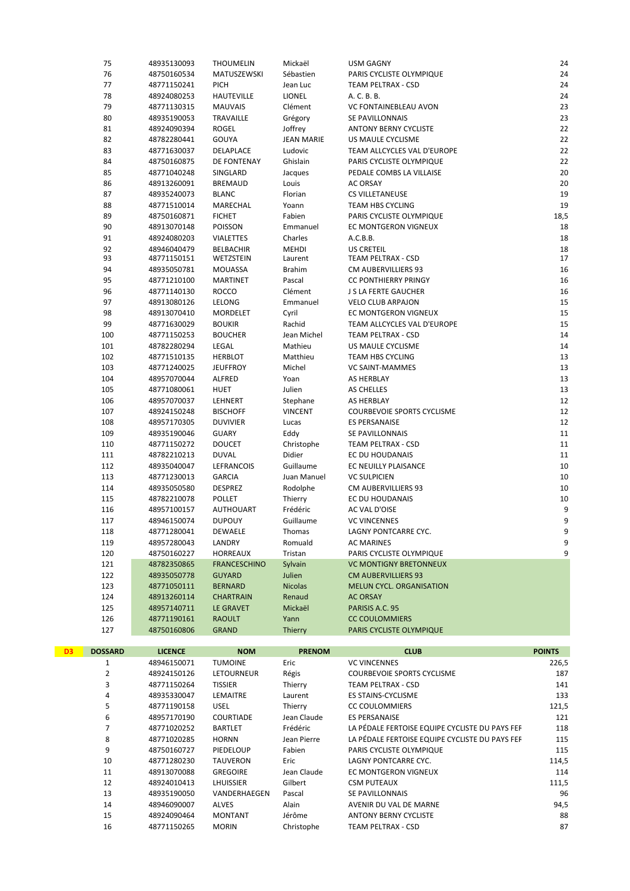| | | | | | |
|---|---|---|---|---|---|
| 75 | 48935130093 | THOUMELIN | Mickaël | USM GAGNY | 24 |
| 76 | 48750160534 | MATUSZEWSKI | Sébastien | PARIS CYCLISTE OLYMPIQUE | 24 |
| 77 | 48771150241 | PICH | Jean Luc | TEAM PELTRAX - CSD | 24 |
| 78 | 48924080253 | HAUTEVILLE | LIONEL | A. C. B. B. | 24 |
| 79 | 48771130315 | MAUVAIS | Clément | VC FONTAINEBLEAU AVON | 23 |
| 80 | 48935190053 | TRAVAILLE | Grégory | SE PAVILLONNAIS | 23 |
| 81 | 48924090394 | ROGEL | Joffrey | ANTONY BERNY CYCLISTE | 22 |
| 82 | 48782280441 | GOUYA | JEAN MARIE | US MAULE CYCLISME | 22 |
| 83 | 48771630037 | DELAPLACE | Ludovic | TEAM ALLCYCLES VAL D'EUROPE | 22 |
| 84 | 48750160875 | DE FONTENAY | Ghislain | PARIS CYCLISTE OLYMPIQUE | 22 |
| 85 | 48771040248 | SINGLARD | Jacques | PEDALE COMBS LA VILLAISE | 20 |
| 86 | 48913260091 | BREMAUD | Louis | AC ORSAY | 20 |
| 87 | 48935240073 | BLANC | Florian | CS VILLETANEUSE | 19 |
| 88 | 48771510014 | MARECHAL | Yoann | TEAM HBS CYCLING | 19 |
| 89 | 48750160871 | FICHET | Fabien | PARIS CYCLISTE OLYMPIQUE | 18,5 |
| 90 | 48913070148 | POISSON | Emmanuel | EC MONTGERON VIGNEUX | 18 |
| 91 | 48924080203 | VIALETTES | Charles | A.C.B.B. | 18 |
| 92 | 48946040479 | BELBACHIR | MEHDI | US CRETEIL | 18 |
| 93 | 48771150151 | WETZSTEIN | Laurent | TEAM PELTRAX - CSD | 17 |
| 94 | 48935050781 | MOUASSA | Brahim | CM AUBERVILLIERS 93 | 16 |
| 95 | 48771210100 | MARTINET | Pascal | CC PONTHIERRY PRINGY | 16 |
| 96 | 48771140130 | ROCCO | Clément | J S LA FERTE GAUCHER | 16 |
| 97 | 48913080126 | LELONG | Emmanuel | VELO CLUB ARPAJON | 15 |
| 98 | 48913070410 | MORDELET | Cyril | EC MONTGERON VIGNEUX | 15 |
| 99 | 48771630029 | BOUKIR | Rachid | TEAM ALLCYCLES VAL D'EUROPE | 15 |
| 100 | 48771150253 | BOUCHER | Jean Michel | TEAM PELTRAX - CSD | 14 |
| 101 | 48782280294 | LEGAL | Mathieu | US MAULE CYCLISME | 14 |
| 102 | 48771510135 | HERBLOT | Matthieu | TEAM HBS CYCLING | 13 |
| 103 | 48771240025 | JEUFFROY | Michel | VC SAINT-MAMMES | 13 |
| 104 | 48957070044 | ALFRED | Yoan | AS HERBLAY | 13 |
| 105 | 48771080061 | HUET | Julien | AS CHELLES | 13 |
| 106 | 48957070037 | LEHNERT | Stephane | AS HERBLAY | 12 |
| 107 | 48924150248 | BISCHOFF | VINCENT | COURBEVOIE SPORTS CYCLISME | 12 |
| 108 | 48957170305 | DUVIVIER | Lucas | ES PERSANAISE | 12 |
| 109 | 48935190046 | GUARY | Eddy | SE PAVILLONNAIS | 11 |
| 110 | 48771150272 | DOUCET | Christophe | TEAM PELTRAX - CSD | 11 |
| 111 | 48782210213 | DUVAL | Didier | EC DU HOUDANAIS | 11 |
| 112 | 48935040047 | LEFRANCOIS | Guillaume | EC NEUILLY PLAISANCE | 10 |
| 113 | 48771230013 | GARCIA | Juan Manuel | VC SULPICIEN | 10 |
| 114 | 48935050580 | DESPREZ | Rodolphe | CM AUBERVILLIERS 93 | 10 |
| 115 | 48782210078 | POLLET | Thierry | EC DU HOUDANAIS | 10 |
| 116 | 48957100157 | AUTHOUART | Frédéric | AC VAL D'OISE | 9 |
| 117 | 48946150074 | DUPOUY | Guillaume | VC VINCENNES | 9 |
| 118 | 48771280041 | DEWAELE | Thomas | LAGNY PONTCARRE CYC. | 9 |
| 119 | 48957280043 | LANDRY | Romuald | AC MARINES | 9 |
| 120 | 48750160227 | HORREAUX | Tristan | PARIS CYCLISTE OLYMPIQUE | 9 |
| 121 | 48782350865 | FRANCESCHINO | Sylvain | VC MONTIGNY BRETONNEUX | |
| 122 | 48935050778 | GUYARD | Julien | CM AUBERVILLIERS 93 | |
| 123 | 48771050111 | BERNARD | Nicolas | MELUN CYCL. ORGANISATION | |
| 124 | 48913260114 | CHARTRAIN | Renaud | AC ORSAY | |
| 125 | 48957140711 | LE GRAVET | Mickaël | PARISIS A.C. 95 | |
| 126 | 48771190161 | RAOULT | Yann | CC COULOMMIERS | |
| 127 | 48750160806 | GRAND | Thierry | PARIS CYCLISTE OLYMPIQUE | |

| D3 | DOSSARD | LICENCE | NOM | PRENOM | CLUB | POINTS |
|---|---|---|---|---|---|---|
| | 1 | 48946150071 | TUMOINE | Eric | VC VINCENNES | 226,5 |
| | 2 | 48924150126 | LETOURNEUR | Régis | COURBEVOIE SPORTS CYCLISME | 187 |
| | 3 | 48771150264 | TISSIER | Thierry | TEAM PELTRAX - CSD | 141 |
| | 4 | 48935330047 | LEMAITRE | Laurent | ES STAINS-CYCLISME | 133 |
| | 5 | 48771190158 | USEL | Thierry | CC COULOMMIERS | 121,5 |
| | 6 | 48957170190 | COURTIADE | Jean Claude | ES PERSANAISE | 121 |
| | 7 | 48771020252 | BARTLET | Frédéric | LA PÉDALE FERTOISE EQUIPE CYCLISTE DU PAYS FEF | 118 |
| | 8 | 48771020285 | HORNN | Jean Pierre | LA PÉDALE FERTOISE EQUIPE CYCLISTE DU PAYS FEF | 115 |
| | 9 | 48750160727 | PIEDELOUP | Fabien | PARIS CYCLISTE OLYMPIQUE | 115 |
| | 10 | 48771280230 | TAUVERON | Eric | LAGNY PONTCARRE CYC. | 114,5 |
| | 11 | 48913070088 | GREGOIRE | Jean Claude | EC MONTGERON VIGNEUX | 114 |
| | 12 | 48924010413 | LHUISSIER | Gilbert | CSM PUTEAUX | 111,5 |
| | 13 | 48935190050 | VANDERHAEGEN | Pascal | SE PAVILLONNAIS | 96 |
| | 14 | 48946090007 | ALVES | Alain | AVENIR DU VAL DE MARNE | 94,5 |
| | 15 | 48924090464 | MONTANT | Jérôme | ANTONY BERNY CYCLISTE | 88 |
| | 16 | 48771150265 | MORIN | Christophe | TEAM PELTRAX - CSD | 87 |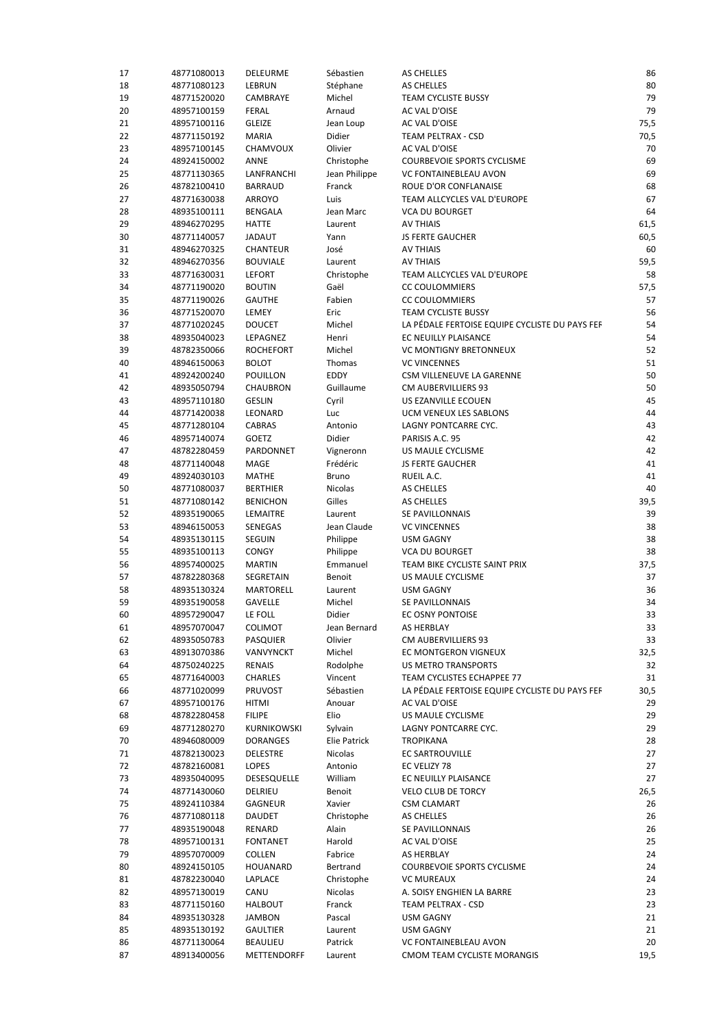| 17 | 48771080013 | DELEURME | Sébastien | AS CHELLES | 86 |
|---|---|---|---|---|---|
| 18 | 48771080123 | LEBRUN | Stéphane | AS CHELLES | 80 |
| 19 | 48771520020 | CAMBRAYE | Michel | TEAM CYCLISTE BUSSY | 79 |
| 20 | 48957100159 | FERAL | Arnaud | AC VAL D'OISE | 79 |
| 21 | 48957100116 | GLEIZE | Jean Loup | AC VAL D'OISE | 75,5 |
| 22 | 48771150192 | MARIA | Didier | TEAM PELTRAX - CSD | 70,5 |
| 23 | 48957100145 | CHAMVOUX | Olivier | AC VAL D'OISE | 70 |
| 24 | 48924150002 | ANNE | Christophe | COURBEVOIE SPORTS CYCLISME | 69 |
| 25 | 48771130365 | LANFRANCHI | Jean Philippe | VC FONTAINEBLEAU AVON | 69 |
| 26 | 48782100410 | BARRAUD | Franck | ROUE D'OR CONFLANAISE | 68 |
| 27 | 48771630038 | ARROYO | Luis | TEAM ALLCYCLES VAL D'EUROPE | 67 |
| 28 | 48935100111 | BENGALA | Jean Marc | VCA DU BOURGET | 64 |
| 29 | 48946270295 | HATTE | Laurent | AV THIAIS | 61,5 |
| 30 | 48771140057 | JADAUT | Yann | JS FERTE GAUCHER | 60,5 |
| 31 | 48946270325 | CHANTEUR | José | AV THIAIS | 60 |
| 32 | 48946270356 | BOUVIALE | Laurent | AV THIAIS | 59,5 |
| 33 | 48771630031 | LEFORT | Christophe | TEAM ALLCYCLES VAL D'EUROPE | 58 |
| 34 | 48771190020 | BOUTIN | Gaël | CC COULOMMIERS | 57,5 |
| 35 | 48771190026 | GAUTHE | Fabien | CC COULOMMIERS | 57 |
| 36 | 48771520070 | LEMEY | Eric | TEAM CYCLISTE BUSSY | 56 |
| 37 | 48771020245 | DOUCET | Michel | LA PÉDALE FERTOISE EQUIPE CYCLISTE DU PAYS FEF | 54 |
| 38 | 48935040023 | LEPAGNEZ | Henri | EC NEUILLY PLAISANCE | 54 |
| 39 | 48782350066 | ROCHEFORT | Michel | VC MONTIGNY BRETONNEUX | 52 |
| 40 | 48946150063 | BOLOT | Thomas | VC VINCENNES | 51 |
| 41 | 48924200240 | POUILLON | EDDY | CSM VILLENEUVE LA GARENNE | 50 |
| 42 | 48935050794 | CHAUBRON | Guillaume | CM AUBERVILLIERS 93 | 50 |
| 43 | 48957110180 | GESLIN | Cyril | US EZANVILLE ECOUEN | 45 |
| 44 | 48771420038 | LEONARD | Luc | UCM VENEUX LES SABLONS | 44 |
| 45 | 48771280104 | CABRAS | Antonio | LAGNY PONTCARRE CYC. | 43 |
| 46 | 48957140074 | GOETZ | Didier | PARISIS A.C. 95 | 42 |
| 47 | 48782280459 | PARDONNET | Vigneronn | US MAULE CYCLISME | 42 |
| 48 | 48771140048 | MAGE | Frédéric | JS FERTE GAUCHER | 41 |
| 49 | 48924030103 | MATHE | Bruno | RUEIL A.C. | 41 |
| 50 | 48771080037 | BERTHIER | Nicolas | AS CHELLES | 40 |
| 51 | 48771080142 | BENICHON | Gilles | AS CHELLES | 39,5 |
| 52 | 48935190065 | LEMAITRE | Laurent | SE PAVILLONNAIS | 39 |
| 53 | 48946150053 | SENEGAS | Jean Claude | VC VINCENNES | 38 |
| 54 | 48935130115 | SEGUIN | Philippe | USM GAGNY | 38 |
| 55 | 48935100113 | CONGY | Philippe | VCA DU BOURGET | 38 |
| 56 | 48957400025 | MARTIN | Emmanuel | TEAM BIKE CYCLISTE SAINT PRIX | 37,5 |
| 57 | 48782280368 | SEGRETAIN | Benoit | US MAULE CYCLISME | 37 |
| 58 | 48935130324 | MARTORELL | Laurent | USM GAGNY | 36 |
| 59 | 48935190058 | GAVELLE | Michel | SE PAVILLONNAIS | 34 |
| 60 | 48957290047 | LE FOLL | Didier | EC OSNY PONTOISE | 33 |
| 61 | 48957070047 | COLIMOT | Jean Bernard | AS HERBLAY | 33 |
| 62 | 48935050783 | PASQUIER | Olivier | CM AUBERVILLIERS 93 | 33 |
| 63 | 48913070386 | VANVYNCKT | Michel | EC MONTGERON VIGNEUX | 32,5 |
| 64 | 48750240225 | RENAIS | Rodolphe | US METRO TRANSPORTS | 32 |
| 65 | 48771640003 | CHARLES | Vincent | TEAM CYCLISTES ECHAPPEE 77 | 31 |
| 66 | 48771020099 | PRUVOST | Sébastien | LA PÉDALE FERTOISE EQUIPE CYCLISTE DU PAYS FEF | 30,5 |
| 67 | 48957100176 | HITMI | Anouar | AC VAL D'OISE | 29 |
| 68 | 48782280458 | FILIPE | Elio | US MAULE CYCLISME | 29 |
| 69 | 48771280270 | KURNIKOWSKI | Sylvain | LAGNY PONTCARRE CYC. | 29 |
| 70 | 48946080009 | DORANGES | Elie Patrick | TROPIKANA | 28 |
| 71 | 48782130023 | DELESTRE | Nicolas | EC SARTROUVILLE | 27 |
| 72 | 48782160081 | LOPES | Antonio | EC VELIZY 78 | 27 |
| 73 | 48935040095 | DESESQUELLE | William | EC NEUILLY PLAISANCE | 27 |
| 74 | 48771430060 | DELRIEU | Benoit | VELO CLUB DE TORCY | 26,5 |
| 75 | 48924110384 | GAGNEUR | Xavier | CSM CLAMART | 26 |
| 76 | 48771080118 | DAUDET | Christophe | AS CHELLES | 26 |
| 77 | 48935190048 | RENARD | Alain | SE PAVILLONNAIS | 26 |
| 78 | 48957100131 | FONTANET | Harold | AC VAL D'OISE | 25 |
| 79 | 48957070009 | COLLEN | Fabrice | AS HERBLAY | 24 |
| 80 | 48924150105 | HOUANARD | Bertrand | COURBEVOIE SPORTS CYCLISME | 24 |
| 81 | 48782230040 | LAPLACE | Christophe | VC MUREAUX | 24 |
| 82 | 48957130019 | CANU | Nicolas | A. SOISY ENGHIEN LA BARRE | 23 |
| 83 | 48771150160 | HALBOUT | Franck | TEAM PELTRAX - CSD | 23 |
| 84 | 48935130328 | JAMBON | Pascal | USM GAGNY | 21 |
| 85 | 48935130192 | GAULTIER | Laurent | USM GAGNY | 21 |
| 86 | 48771130064 | BEAULIEU | Patrick | VC FONTAINEBLEAU AVON | 20 |
| 87 | 48913400056 | METTENDORFF | Laurent | CMOM TEAM CYCLISTE MORANGIS | 19,5 |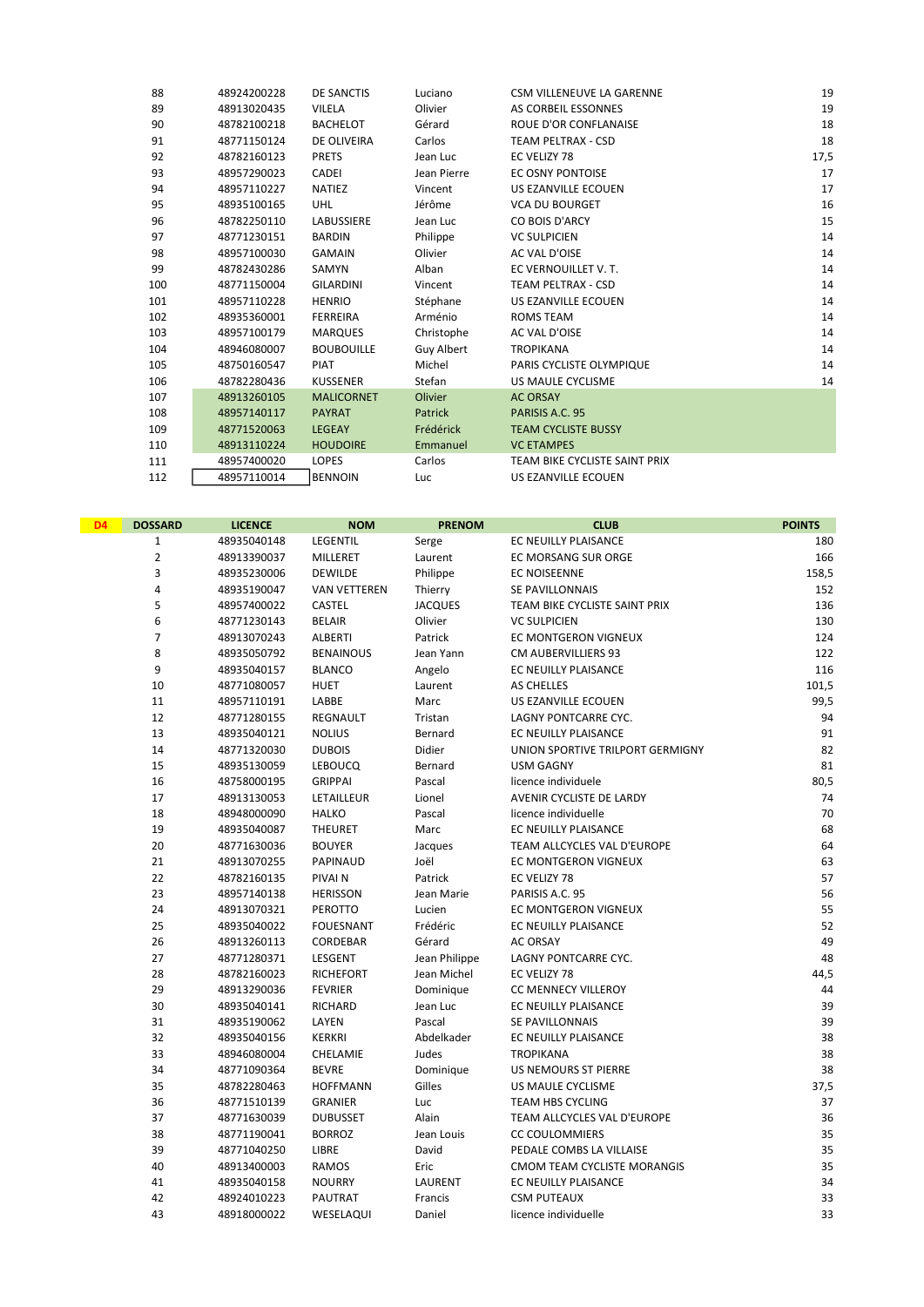| | | | | | |
|---|---|---|---|---|---|
| 88 | 48924200228 | DE SANCTIS | Luciano | CSM VILLENEUVE LA GARENNE | 19 |
| 89 | 48913020435 | VILELA | Olivier | AS CORBEIL ESSONNES | 19 |
| 90 | 48782100218 | BACHELOT | Gérard | ROUE D'OR CONFLANAISE | 18 |
| 91 | 48771150124 | DE OLIVEIRA | Carlos | TEAM PELTRAX - CSD | 18 |
| 92 | 48782160123 | PRETS | Jean Luc | EC VELIZY 78 | 17,5 |
| 93 | 48957290023 | CADEI | Jean Pierre | EC OSNY PONTOISE | 17 |
| 94 | 48957110227 | NATIEZ | Vincent | US EZANVILLE ECOUEN | 17 |
| 95 | 48935100165 | UHL | Jérôme | VCA DU BOURGET | 16 |
| 96 | 48782250110 | LABUSSIERE | Jean Luc | CO BOIS D'ARCY | 15 |
| 97 | 48771230151 | BARDIN | Philippe | VC SULPICIEN | 14 |
| 98 | 48957100030 | GAMAIN | Olivier | AC VAL D'OISE | 14 |
| 99 | 48782430286 | SAMYN | Alban | EC VERNOUILLET V. T. | 14 |
| 100 | 48771150004 | GILARDINI | Vincent | TEAM PELTRAX - CSD | 14 |
| 101 | 48957110228 | HENRIO | Stéphane | US EZANVILLE ECOUEN | 14 |
| 102 | 48935360001 | FERREIRA | Arménio | ROMS TEAM | 14 |
| 103 | 48957100179 | MARQUES | Christophe | AC VAL D'OISE | 14 |
| 104 | 48946080007 | BOUBOUILLE | Guy Albert | TROPIKANA | 14 |
| 105 | 48750160547 | PIAT | Michel | PARIS CYCLISTE OLYMPIQUE | 14 |
| 106 | 48782280436 | KUSSENER | Stefan | US MAULE CYCLISME | 14 |
| 107 | 48913260105 | MALICORNET | Olivier | AC ORSAY | |
| 108 | 48957140117 | PAYRAT | Patrick | PARISIS A.C. 95 | |
| 109 | 48771520063 | LEGEAY | Frédérick | TEAM CYCLISTE BUSSY | |
| 110 | 48913110224 | HOUDOIRE | Emmanuel | VC ETAMPES | |
| 111 | 48957400020 | LOPES | Carlos | TEAM BIKE CYCLISTE SAINT PRIX | |
| 112 | 48957110014 | BENNOIN | Luc | US EZANVILLE ECOUEN | |

| D4 | DOSSARD | LICENCE | NOM | PRENOM | CLUB | POINTS |
|---|---|---|---|---|---|---|
| | 1 | 48935040148 | LEGENTIL | Serge | EC NEUILLY PLAISANCE | 180 |
| | 2 | 48913390037 | MILLERET | Laurent | EC MORSANG SUR ORGE | 166 |
| | 3 | 48935230006 | DEWILDE | Philippe | EC NOISEENNE | 158,5 |
| | 4 | 48935190047 | VAN VETTEREN | Thierry | SE PAVILLONNAIS | 152 |
| | 5 | 48957400022 | CASTEL | JACQUES | TEAM BIKE CYCLISTE SAINT PRIX | 136 |
| | 6 | 48771230143 | BELAIR | Olivier | VC SULPICIEN | 130 |
| | 7 | 48913070243 | ALBERTI | Patrick | EC MONTGERON VIGNEUX | 124 |
| | 8 | 48935050792 | BENAINOUS | Jean Yann | CM AUBERVILLIERS 93 | 122 |
| | 9 | 48935040157 | BLANCO | Angelo | EC NEUILLY PLAISANCE | 116 |
| | 10 | 48771080057 | HUET | Laurent | AS CHELLES | 101,5 |
| | 11 | 48957110191 | LABBE | Marc | US EZANVILLE ECOUEN | 99,5 |
| | 12 | 48771280155 | REGNAULT | Tristan | LAGNY PONTCARRE CYC. | 94 |
| | 13 | 48935040121 | NOLIUS | Bernard | EC NEUILLY PLAISANCE | 91 |
| | 14 | 48771320030 | DUBOIS | Didier | UNION SPORTIVE TRILPORT GERMIGNY | 82 |
| | 15 | 48935130059 | LEBOUCQ | Bernard | USM GAGNY | 81 |
| | 16 | 48758000195 | GRIPPAI | Pascal | licence individuele | 80,5 |
| | 17 | 48913130053 | LETAILLEUR | Lionel | AVENIR CYCLISTE DE LARDY | 74 |
| | 18 | 48948000090 | HALKO | Pascal | licence individuelle | 70 |
| | 19 | 48935040087 | THEURET | Marc | EC NEUILLY PLAISANCE | 68 |
| | 20 | 48771630036 | BOUYER | Jacques | TEAM ALLCYCLES VAL D'EUROPE | 64 |
| | 21 | 48913070255 | PAPINAUD | Joël | EC MONTGERON VIGNEUX | 63 |
| | 22 | 48782160135 | PIVAI N | Patrick | EC VELIZY 78 | 57 |
| | 23 | 48957140138 | HERISSON | Jean Marie | PARISIS A.C. 95 | 56 |
| | 24 | 48913070321 | PEROTTO | Lucien | EC MONTGERON VIGNEUX | 55 |
| | 25 | 48935040022 | FOUESNANT | Frédéric | EC NEUILLY PLAISANCE | 52 |
| | 26 | 48913260113 | CORDEBAR | Gérard | AC ORSAY | 49 |
| | 27 | 48771280371 | LESGENT | Jean Philippe | LAGNY PONTCARRE CYC. | 48 |
| | 28 | 48782160023 | RICHEFORT | Jean Michel | EC VELIZY 78 | 44,5 |
| | 29 | 48913290036 | FEVRIER | Dominique | CC MENNECY VILLEROY | 44 |
| | 30 | 48935040141 | RICHARD | Jean Luc | EC NEUILLY PLAISANCE | 39 |
| | 31 | 48935190062 | LAYEN | Pascal | SE PAVILLONNAIS | 39 |
| | 32 | 48935040156 | KERKRI | Abdelkader | EC NEUILLY PLAISANCE | 38 |
| | 33 | 48946080004 | CHELAMIE | Judes | TROPIKANA | 38 |
| | 34 | 48771090364 | BEVRE | Dominique | US NEMOURS ST PIERRE | 38 |
| | 35 | 48782280463 | HOFFMANN | Gilles | US MAULE CYCLISME | 37,5 |
| | 36 | 48771510139 | GRANIER | Luc | TEAM HBS CYCLING | 37 |
| | 37 | 48771630039 | DUBUSSET | Alain | TEAM ALLCYCLES VAL D'EUROPE | 36 |
| | 38 | 48771190041 | BORROZ | Jean Louis | CC COULOMMIERS | 35 |
| | 39 | 48771040250 | LIBRE | David | PEDALE COMBS LA VILLAISE | 35 |
| | 40 | 48913400003 | RAMOS | Eric | CMOM TEAM CYCLISTE MORANGIS | 35 |
| | 41 | 48935040158 | NOURRY | LAURENT | EC NEUILLY PLAISANCE | 34 |
| | 42 | 48924010223 | PAUTRAT | Francis | CSM PUTEAUX | 33 |
| | 43 | 48918000022 | WESELAQUI | Daniel | licence individuelle | 33 |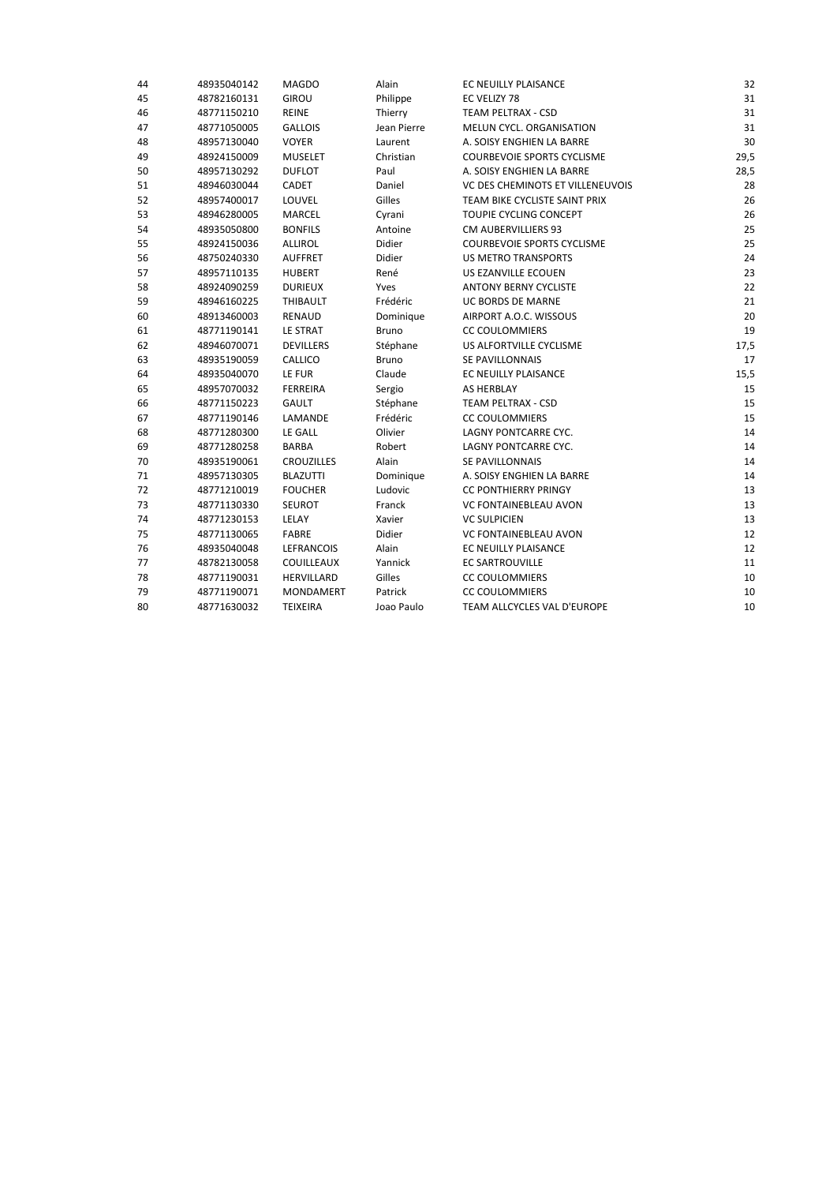| | | | | | |
|---|---|---|---|---|---|
| 44 | 48935040142 | MAGDO | Alain | EC NEUILLY PLAISANCE | 32 |
| 45 | 48782160131 | GIROU | Philippe | EC VELIZY 78 | 31 |
| 46 | 48771150210 | REINE | Thierry | TEAM PELTRAX - CSD | 31 |
| 47 | 48771050005 | GALLOIS | Jean Pierre | MELUN CYCL. ORGANISATION | 31 |
| 48 | 48957130040 | VOYER | Laurent | A. SOISY ENGHIEN LA BARRE | 30 |
| 49 | 48924150009 | MUSELET | Christian | COURBEVOIE SPORTS CYCLISME | 29,5 |
| 50 | 48957130292 | DUFLOT | Paul | A. SOISY ENGHIEN LA BARRE | 28,5 |
| 51 | 48946030044 | CADET | Daniel | VC DES CHEMINOTS ET VILLENEUVOIS | 28 |
| 52 | 48957400017 | LOUVEL | Gilles | TEAM BIKE CYCLISTE SAINT PRIX | 26 |
| 53 | 48946280005 | MARCEL | Cyrani | TOUPIE CYCLING CONCEPT | 26 |
| 54 | 48935050800 | BONFILS | Antoine | CM AUBERVILLIERS 93 | 25 |
| 55 | 48924150036 | ALLIROL | Didier | COURBEVOIE SPORTS CYCLISME | 25 |
| 56 | 48750240330 | AUFFRET | Didier | US METRO TRANSPORTS | 24 |
| 57 | 48957110135 | HUBERT | René | US EZANVILLE ECOUEN | 23 |
| 58 | 48924090259 | DURIEUX | Yves | ANTONY BERNY CYCLISTE | 22 |
| 59 | 48946160225 | THIBAULT | Frédéric | UC BORDS DE MARNE | 21 |
| 60 | 48913460003 | RENAUD | Dominique | AIRPORT A.O.C. WISSOUS | 20 |
| 61 | 48771190141 | LE STRAT | Bruno | CC COULOMMIERS | 19 |
| 62 | 48946070071 | DEVILLERS | Stéphane | US ALFORTVILLE CYCLISME | 17,5 |
| 63 | 48935190059 | CALLICO | Bruno | SE PAVILLONNAIS | 17 |
| 64 | 48935040070 | LE FUR | Claude | EC NEUILLY PLAISANCE | 15,5 |
| 65 | 48957070032 | FERREIRA | Sergio | AS HERBLAY | 15 |
| 66 | 48771150223 | GAULT | Stéphane | TEAM PELTRAX - CSD | 15 |
| 67 | 48771190146 | LAMANDE | Frédéric | CC COULOMMIERS | 15 |
| 68 | 48771280300 | LE GALL | Olivier | LAGNY PONTCARRE CYC. | 14 |
| 69 | 48771280258 | BARBA | Robert | LAGNY PONTCARRE CYC. | 14 |
| 70 | 48935190061 | CROUZILLES | Alain | SE PAVILLONNAIS | 14 |
| 71 | 48957130305 | BLAZUTTI | Dominique | A. SOISY ENGHIEN LA BARRE | 14 |
| 72 | 48771210019 | FOUCHER | Ludovic | CC PONTHIERRY PRINGY | 13 |
| 73 | 48771130330 | SEUROT | Franck | VC FONTAINEBLEAU AVON | 13 |
| 74 | 48771230153 | LELAY | Xavier | VC SULPICIEN | 13 |
| 75 | 48771130065 | FABRE | Didier | VC FONTAINEBLEAU AVON | 12 |
| 76 | 48935040048 | LEFRANCOIS | Alain | EC NEUILLY PLAISANCE | 12 |
| 77 | 48782130058 | COUILLEAUX | Yannick | EC SARTROUVILLE | 11 |
| 78 | 48771190031 | HERVILLARD | Gilles | CC COULOMMIERS | 10 |
| 79 | 48771190071 | MONDAMERT | Patrick | CC COULOMMIERS | 10 |
| 80 | 48771630032 | TEIXEIRA | Joao Paulo | TEAM ALLCYCLES VAL D'EUROPE | 10 |